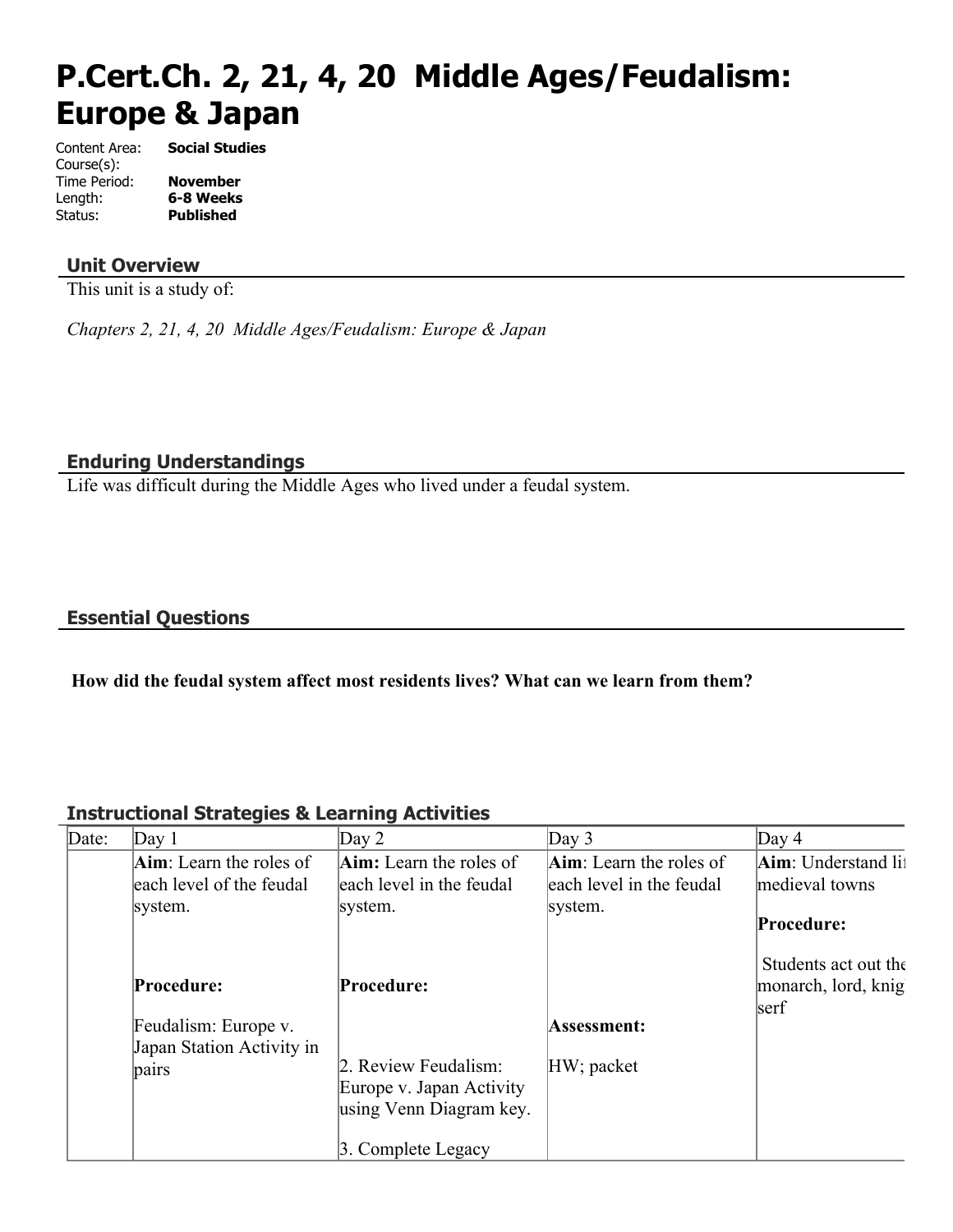# P.Cert.Ch. 2, 21, 4, 20 Middle Ages/Feudalism: Europe & Japan

Content Area: **Social Studies**
Course(s):
Time Period: **November**
Length: **6-8 Weeks**
Status: **Published**

## Unit Overview

This unit is a study of:

*Chapters 2, 21, 4, 20 Middle Ages/Feudalism: Europe & Japan*

## Enduring Understandings

Life was difficult during the Middle Ages who lived under a feudal system.

## Essential Questions

**How did the feudal system affect most residents lives? What can we learn from them?**

## Instructional Strategies & Learning Activities

| Date: | Day 1 | Day 2 | Day 3 | Day 4 |
|---|---|---|---|---|
| | **Aim**: Learn the roles of each level of the feudal system.<br><br>**Procedure:**<br><br>Feudalism: Europe v. Japan Station Activity in pairs | **Aim:** Learn the roles of each level in the feudal system.<br><br>**Procedure:**<br><br>2. Review Feudalism: Europe v. Japan Activity using Venn Diagram key.<br><br>3. Complete Legacy | **Aim**: Learn the roles of each level in the feudal system.<br><br>**Assessment:**<br><br>HW; packet | **Aim**: Understand li medieval towns<br><br>**Procedure:**<br><br>Students act out the monarch, lord, knig serf |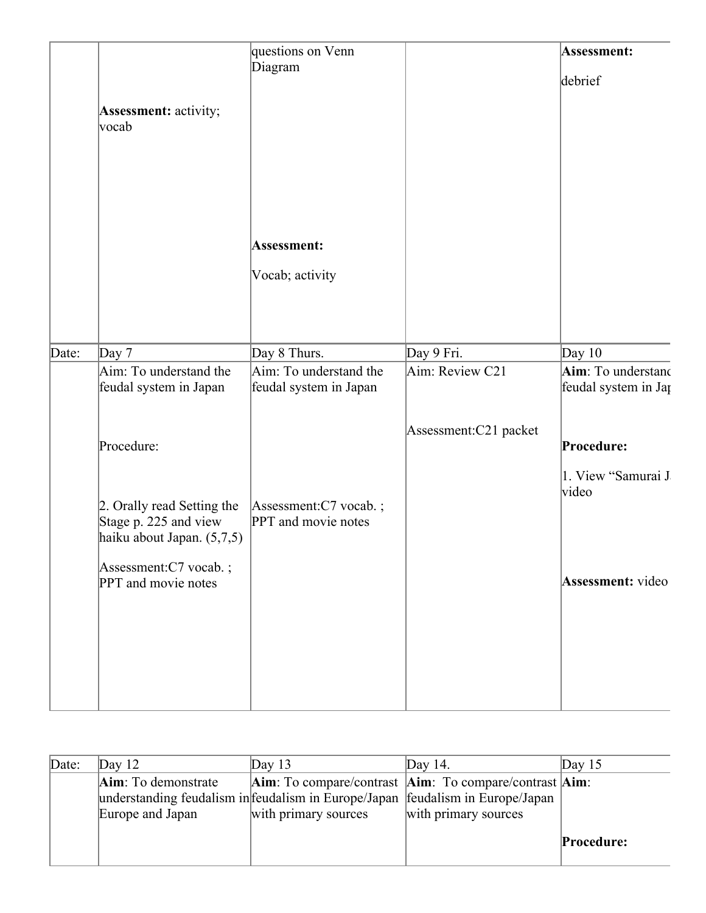| | | | | |
|---|---|---|---|---|
| | **Assessment:** activity; vocab | questions on Venn Diagram<br><br>**Assessment:**<br><br>Vocab; activity | | **Assessment:**<br><br>debrief |
| Date: | Day 7 | Day 8 Thurs. | Day 9 Fri. | Day 10 |
| | Aim: To understand the feudal system in Japan<br><br>Procedure:<br><br>2. Orally read Setting the Stage p. 225 and view haiku about Japan. (5,7,5)<br><br>Assessment:C7 vocab. ; PPT and movie notes | Aim: To understand the feudal system in Japan<br><br>Assessment:C7 vocab. ; PPT and movie notes | Aim: Review C21<br><br>Assessment:C21 packet | **Aim**: To understand feudal system in Jap<br><br>**Procedure:**<br><br>1. View "Samurai J video<br><br>**Assessment:** video |

| | | | | |
|---|---|---|---|---|
| Date: | Day 12 | Day 13 | Day 14. | Day 15 |
| | **Aim**: To demonstrate understanding feudalism in Europe and Japan | **Aim**: To compare/contrast feudalism in Europe/Japan with primary sources | **Aim**: To compare/contrast feudalism in Europe/Japan with primary sources | **Aim**:<br><br>**Procedure:** |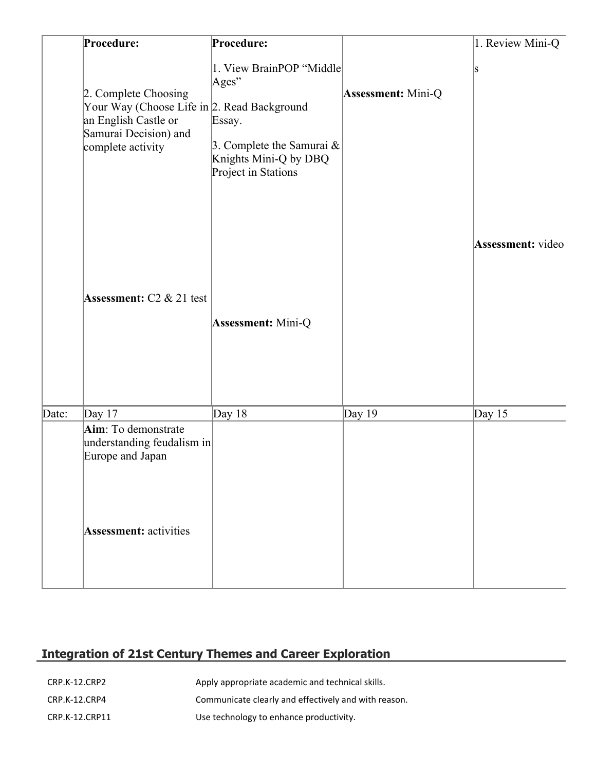| | | | | |
|---|---|---|---|---|
| | **Procedure:**<br><br>2. Complete Choosing Your Way (Choose Life in an English Castle or Samurai Decision) and complete activity<br><br>**Assessment:** C2 & 21 test | **Procedure:**<br><br>1. View BrainPOP "Middle Ages"<br><br>2. Read Background Essay.<br><br>3. Complete the Samurai & Knights Mini-Q by DBQ Project in Stations<br><br>**Assessment:** Mini-Q | **Assessment:** Mini-Q | 1. Review Mini-Q s<br><br>**Assessment:** video |
| Date: | Day 17 | Day 18 | Day 19 | Day 15 |
| | **Aim**: To demonstrate understanding feudalism in Europe and Japan<br><br>**Assessment:** activities | | | |

## Integration of 21st Century Themes and Career Exploration

| | |
|---|---|
| CRP.K-12.CRP2 | Apply appropriate academic and technical skills. |
| CRP.K-12.CRP4 | Communicate clearly and effectively and with reason. |
| CRP.K-12.CRP11 | Use technology to enhance productivity. |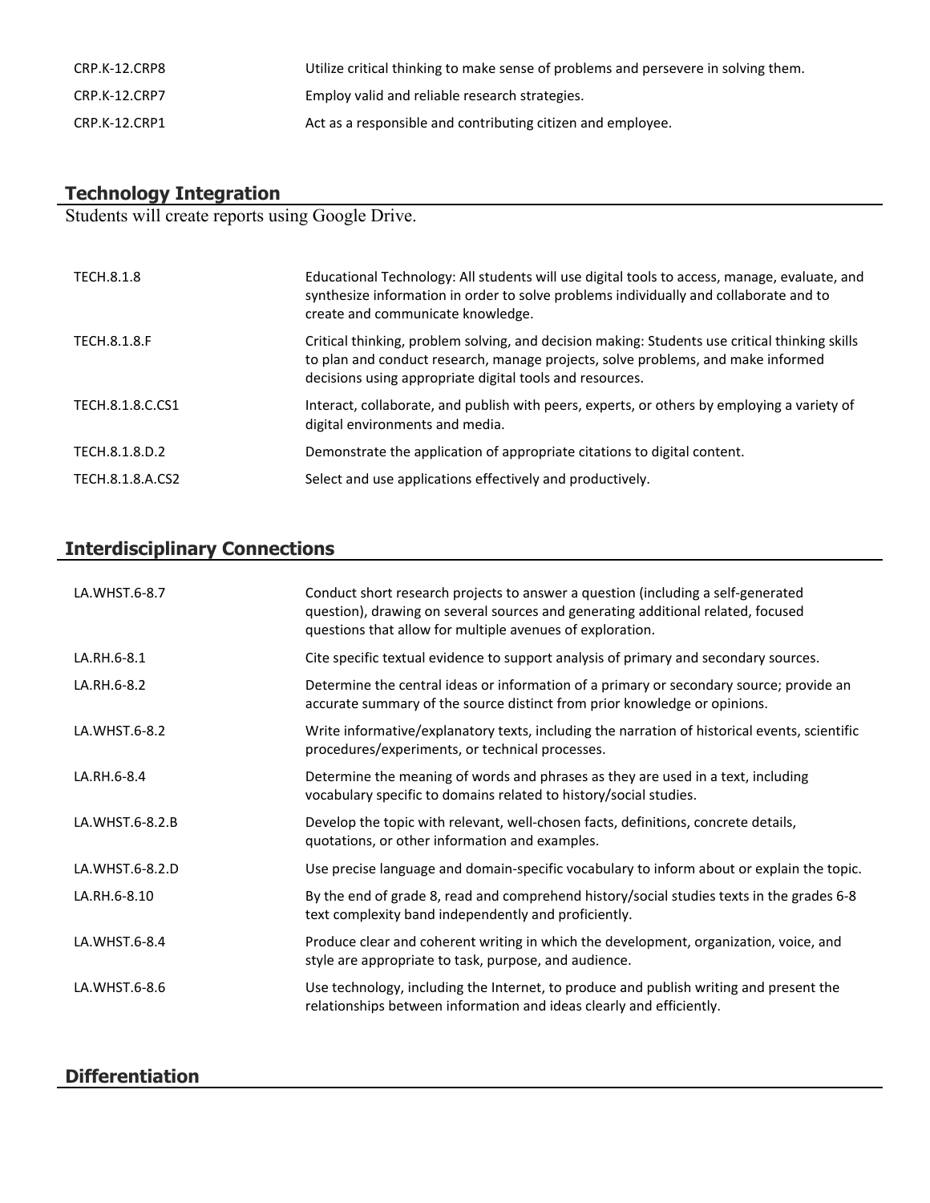| | |
|---|---|
| CRP.K-12.CRP8 | Utilize critical thinking to make sense of problems and persevere in solving them. |
| CRP.K-12.CRP7 | Employ valid and reliable research strategies. |
| CRP.K-12.CRP1 | Act as a responsible and contributing citizen and employee. |

## Technology Integration

Students will create reports using Google Drive.

| | |
|---|---|
| TECH.8.1.8 | Educational Technology: All students will use digital tools to access, manage, evaluate, and synthesize information in order to solve problems individually and collaborate and to create and communicate knowledge. |
| TECH.8.1.8.F | Critical thinking, problem solving, and decision making: Students use critical thinking skills to plan and conduct research, manage projects, solve problems, and make informed decisions using appropriate digital tools and resources. |
| TECH.8.1.8.C.CS1 | Interact, collaborate, and publish with peers, experts, or others by employing a variety of digital environments and media. |
| TECH.8.1.8.D.2 | Demonstrate the application of appropriate citations to digital content. |
| TECH.8.1.8.A.CS2 | Select and use applications effectively and productively. |

## Interdisciplinary Connections

| | |
|---|---|
| LA.WHST.6-8.7 | Conduct short research projects to answer a question (including a self-generated question), drawing on several sources and generating additional related, focused questions that allow for multiple avenues of exploration. |
| LA.RH.6-8.1 | Cite specific textual evidence to support analysis of primary and secondary sources. |
| LA.RH.6-8.2 | Determine the central ideas or information of a primary or secondary source; provide an accurate summary of the source distinct from prior knowledge or opinions. |
| LA.WHST.6-8.2 | Write informative/explanatory texts, including the narration of historical events, scientific procedures/experiments, or technical processes. |
| LA.RH.6-8.4 | Determine the meaning of words and phrases as they are used in a text, including vocabulary specific to domains related to history/social studies. |
| LA.WHST.6-8.2.B | Develop the topic with relevant, well-chosen facts, definitions, concrete details, quotations, or other information and examples. |
| LA.WHST.6-8.2.D | Use precise language and domain-specific vocabulary to inform about or explain the topic. |
| LA.RH.6-8.10 | By the end of grade 8, read and comprehend history/social studies texts in the grades 6-8 text complexity band independently and proficiently. |
| LA.WHST.6-8.4 | Produce clear and coherent writing in which the development, organization, voice, and style are appropriate to task, purpose, and audience. |
| LA.WHST.6-8.6 | Use technology, including the Internet, to produce and publish writing and present the relationships between information and ideas clearly and efficiently. |

## Differentiation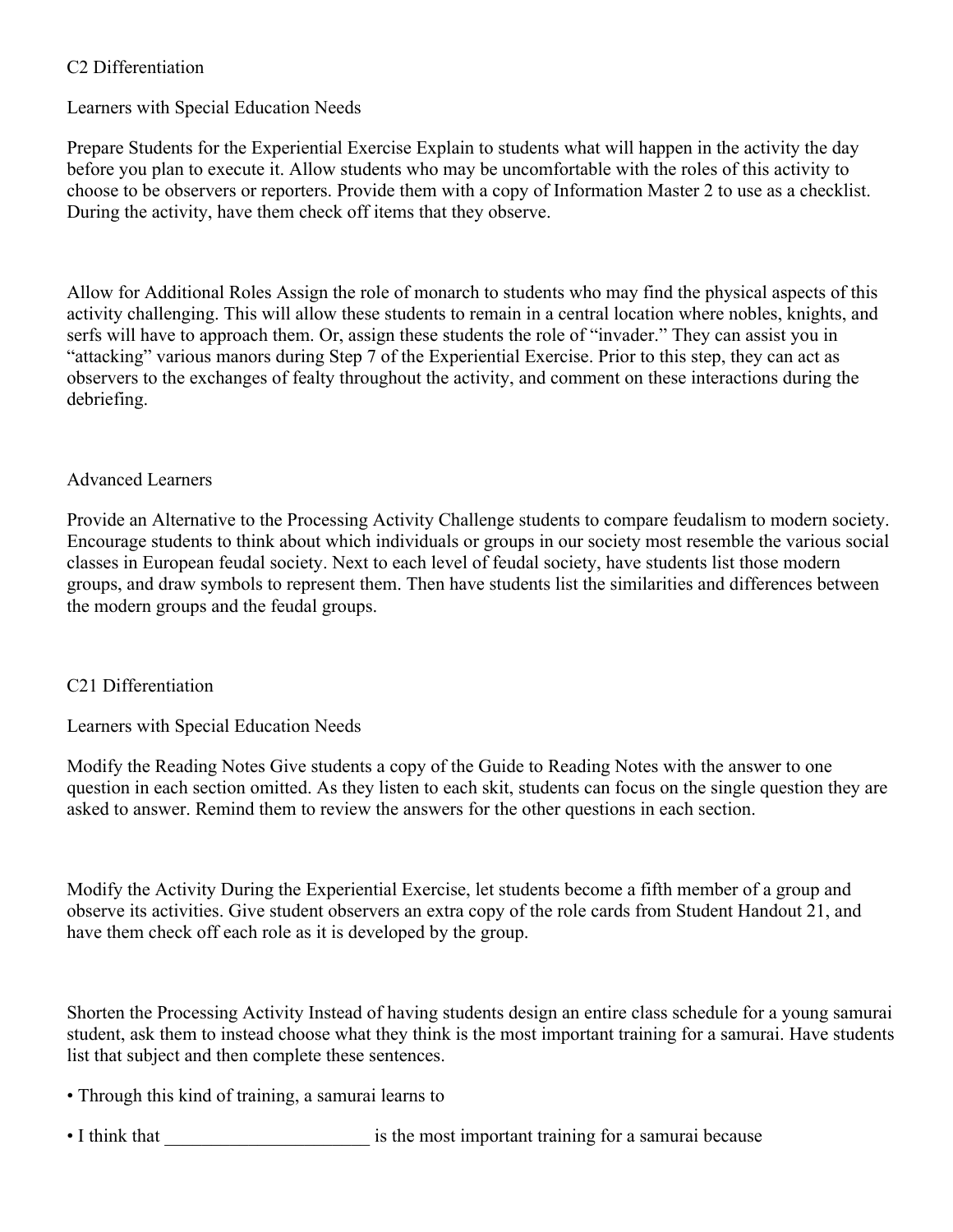## C2 Differentiation

### Learners with Special Education Needs

Prepare Students for the Experiential Exercise Explain to students what will happen in the activity the day before you plan to execute it. Allow students who may be uncomfortable with the roles of this activity to choose to be observers or reporters. Provide them with a copy of Information Master 2 to use as a checklist. During the activity, have them check off items that they observe.

Allow for Additional Roles Assign the role of monarch to students who may find the physical aspects of this activity challenging. This will allow these students to remain in a central location where nobles, knights, and serfs will have to approach them. Or, assign these students the role of "invader." They can assist you in "attacking" various manors during Step 7 of the Experiential Exercise. Prior to this step, they can act as observers to the exchanges of fealty throughout the activity, and comment on these interactions during the debriefing.

### Advanced Learners

Provide an Alternative to the Processing Activity Challenge students to compare feudalism to modern society. Encourage students to think about which individuals or groups in our society most resemble the various social classes in European feudal society. Next to each level of feudal society, have students list those modern groups, and draw symbols to represent them. Then have students list the similarities and differences between the modern groups and the feudal groups.

## C21 Differentiation

### Learners with Special Education Needs

Modify the Reading Notes Give students a copy of the Guide to Reading Notes with the answer to one question in each section omitted. As they listen to each skit, students can focus on the single question they are asked to answer. Remind them to review the answers for the other questions in each section.

Modify the Activity During the Experiential Exercise, let students become a fifth member of a group and observe its activities. Give student observers an extra copy of the role cards from Student Handout 21, and have them check off each role as it is developed by the group.

Shorten the Processing Activity Instead of having students design an entire class schedule for a young samurai student, ask them to instead choose what they think is the most important training for a samurai. Have students list that subject and then complete these sentences.

- Through this kind of training, a samurai learns to
- I think that ______________________ is the most important training for a samurai because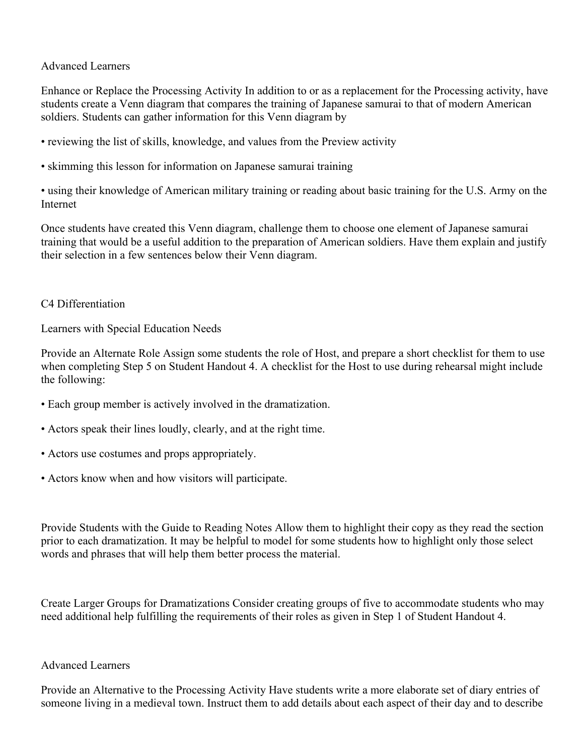### Advanced Learners

**Enhance or Replace the Processing Activity** In addition to or as a replacement for the Processing activity, have students create a Venn diagram that compares the training of Japanese samurai to that of modern American soldiers. Students can gather information for this Venn diagram by

- reviewing the list of skills, knowledge, and values from the Preview activity
- skimming this lesson for information on Japanese samurai training
- using their knowledge of American military training or reading about basic training for the U.S. Army on the Internet

Once students have created this Venn diagram, challenge them to choose one element of Japanese samurai training that would be a useful addition to the preparation of American soldiers. Have them explain and justify their selection in a few sentences below their Venn diagram.

## C4 Differentiation

### Learners with Special Education Needs

**Provide an Alternate Role** Assign some students the role of Host, and prepare a short checklist for them to use when completing Step 5 on Student Handout 4. A checklist for the Host to use during rehearsal might include the following:

- Each group member is actively involved in the dramatization.
- Actors speak their lines loudly, clearly, and at the right time.
- Actors use costumes and props appropriately.
- Actors know when and how visitors will participate.

**Provide Students with the Guide to Reading Notes** Allow them to highlight their copy as they read the section prior to each dramatization. It may be helpful to model for some students how to highlight only those select words and phrases that will help them better process the material.

**Create Larger Groups for Dramatizations** Consider creating groups of five to accommodate students who may need additional help fulfilling the requirements of their roles as given in Step 1 of Student Handout 4.

### Advanced Learners

**Provide an Alternative to the Processing Activity** Have students write a more elaborate set of diary entries of someone living in a medieval town. Instruct them to add details about each aspect of their day and to describe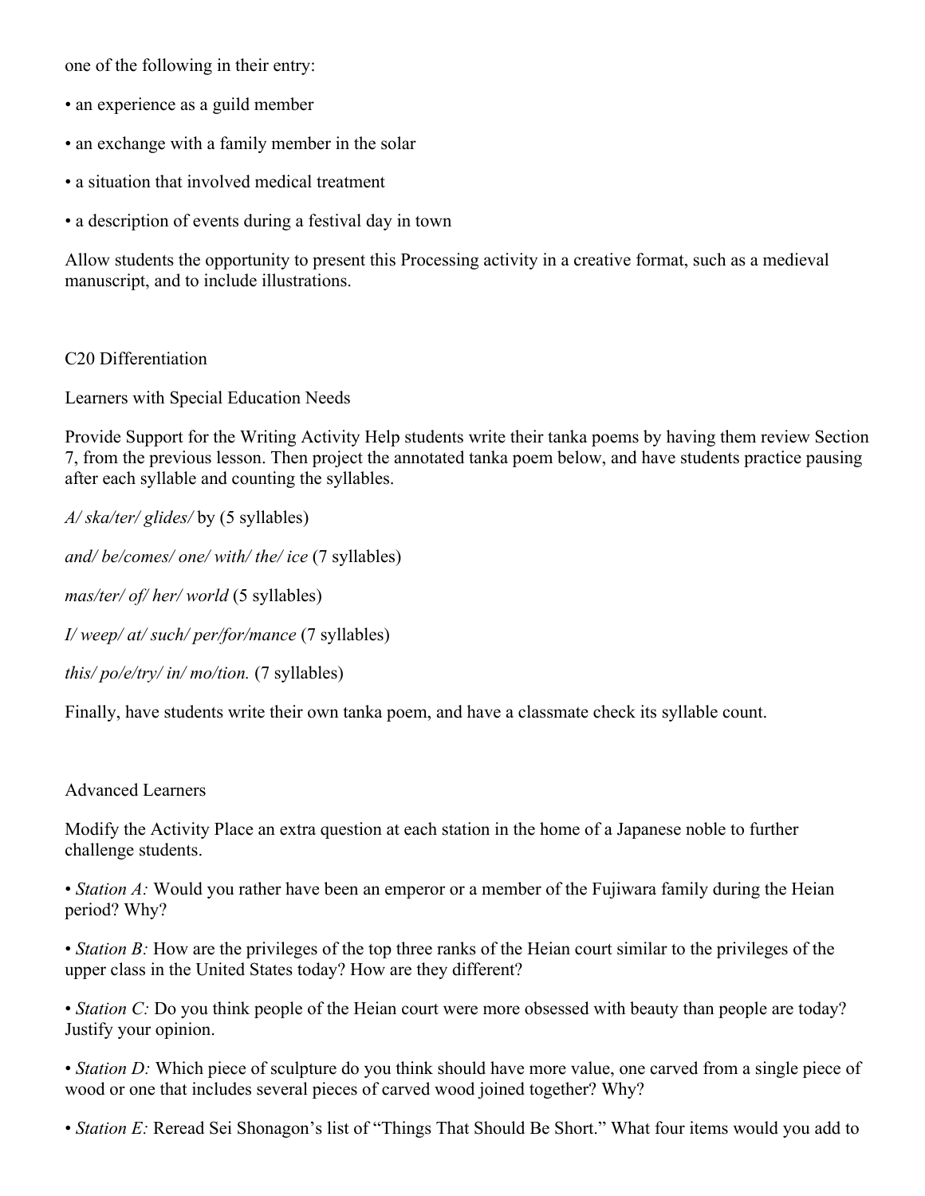one of the following in their entry:

- an experience as a guild member
- an exchange with a family member in the solar
- a situation that involved medical treatment
- a description of events during a festival day in town

Allow students the opportunity to present this Processing activity in a creative format, such as a medieval manuscript, and to include illustrations.

C20 Differentiation

Learners with Special Education Needs

Provide Support for the Writing Activity Help students write their tanka poems by having them review Section 7, from the previous lesson. Then project the annotated tanka poem below, and have students practice pausing after each syllable and counting the syllables.

*A/ ska/ter/ glides/* by (5 syllables)

*and/ be/comes/ one/ with/ the/ ice* (7 syllables)

*mas/ter/ of/ her/ world* (5 syllables)

*I/ weep/ at/ such/ per/for/mance* (7 syllables)

*this/ po/e/try/ in/ mo/tion.* (7 syllables)

Finally, have students write their own tanka poem, and have a classmate check its syllable count.

Advanced Learners

Modify the Activity Place an extra question at each station in the home of a Japanese noble to further challenge students.

- *Station A:* Would you rather have been an emperor or a member of the Fujiwara family during the Heian period? Why?
- *Station B:* How are the privileges of the top three ranks of the Heian court similar to the privileges of the upper class in the United States today? How are they different?
- *Station C:* Do you think people of the Heian court were more obsessed with beauty than people are today? Justify your opinion.
- *Station D:* Which piece of sculpture do you think should have more value, one carved from a single piece of wood or one that includes several pieces of carved wood joined together? Why?
- *Station E:* Reread Sei Shonagon's list of "Things That Should Be Short." What four items would you add to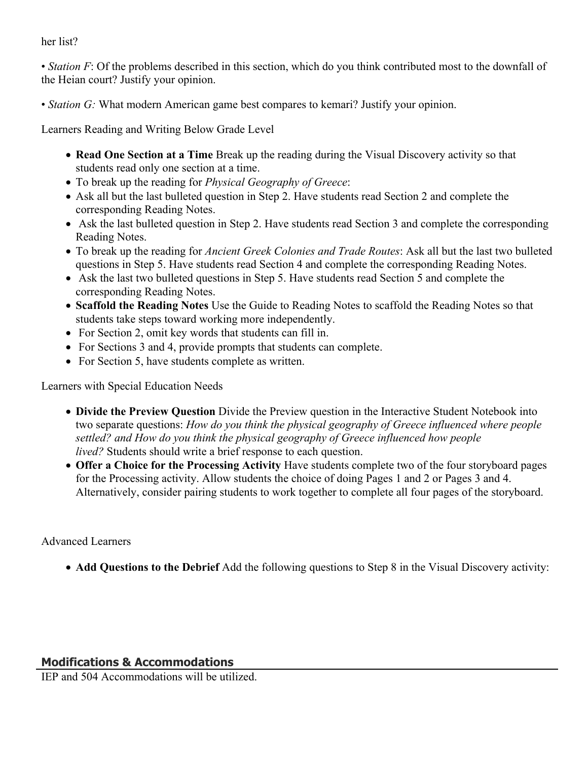her list?

• *Station F*: Of the problems described in this section, which do you think contributed most to the downfall of the Heian court? Justify your opinion.

• *Station G:* What modern American game best compares to kemari? Justify your opinion.

Learners Reading and Writing Below Grade Level

- **Read One Section at a Time** Break up the reading during the Visual Discovery activity so that students read only one section at a time.
- To break up the reading for *Physical Geography of Greece*:
- Ask all but the last bulleted question in Step 2. Have students read Section 2 and complete the corresponding Reading Notes.
- Ask the last bulleted question in Step 2. Have students read Section 3 and complete the corresponding Reading Notes.
- To break up the reading for *Ancient Greek Colonies and Trade Routes*: Ask all but the last two bulleted questions in Step 5. Have students read Section 4 and complete the corresponding Reading Notes.
- Ask the last two bulleted questions in Step 5. Have students read Section 5 and complete the corresponding Reading Notes.
- **Scaffold the Reading Notes** Use the Guide to Reading Notes to scaffold the Reading Notes so that students take steps toward working more independently.
- For Section 2, omit key words that students can fill in.
- For Sections 3 and 4, provide prompts that students can complete.
- For Section 5, have students complete as written.

Learners with Special Education Needs

- **Divide the Preview Question** Divide the Preview question in the Interactive Student Notebook into two separate questions: *How do you think the physical geography of Greece influenced where people settled? and How do you think the physical geography of Greece influenced how people lived?* Students should write a brief response to each question.
- **Offer a Choice for the Processing Activity** Have students complete two of the four storyboard pages for the Processing activity. Allow students the choice of doing Pages 1 and 2 or Pages 3 and 4. Alternatively, consider pairing students to work together to complete all four pages of the storyboard.

Advanced Learners

- **Add Questions to the Debrief** Add the following questions to Step 8 in the Visual Discovery activity:

## Modifications & Accommodations

IEP and 504 Accommodations will be utilized.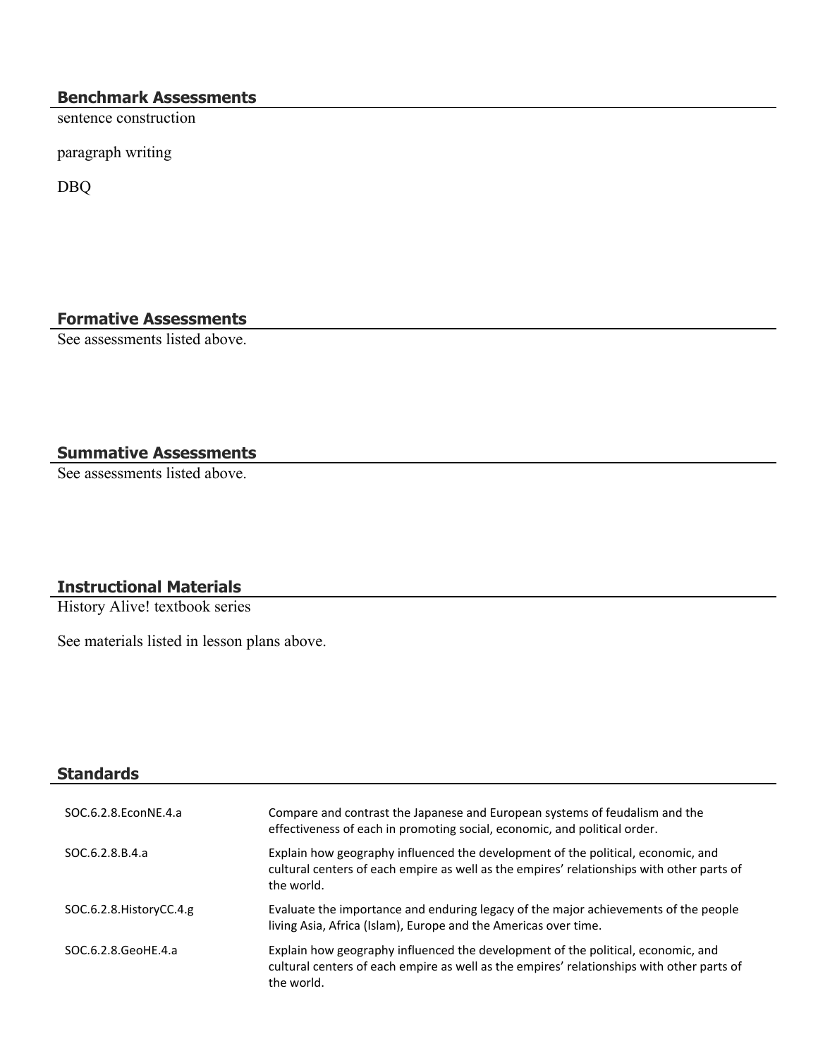## Benchmark Assessments

sentence construction

paragraph writing

DBQ

## Formative Assessments

See assessments listed above.

## Summative Assessments

See assessments listed above.

## Instructional Materials

History Alive! textbook series

See materials listed in lesson plans above.

## Standards

| | |
|---|---|
| SOC.6.2.8.EconNE.4.a | Compare and contrast the Japanese and European systems of feudalism and the effectiveness of each in promoting social, economic, and political order. |
| SOC.6.2.8.B.4.a | Explain how geography influenced the development of the political, economic, and cultural centers of each empire as well as the empires' relationships with other parts of the world. |
| SOC.6.2.8.HistoryCC.4.g | Evaluate the importance and enduring legacy of the major achievements of the people living Asia, Africa (Islam), Europe and the Americas over time. |
| SOC.6.2.8.GeoHE.4.a | Explain how geography influenced the development of the political, economic, and cultural centers of each empire as well as the empires' relationships with other parts of the world. |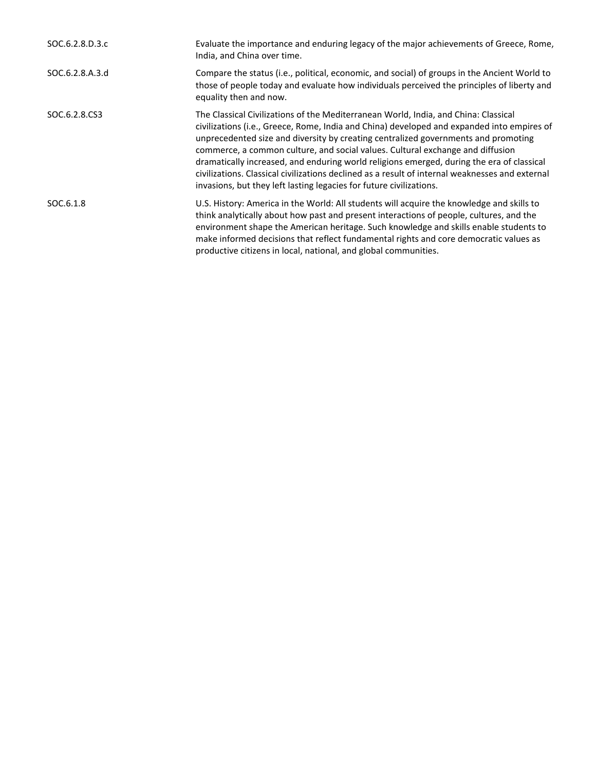| | |
|---|---|
| SOC.6.2.8.D.3.c | Evaluate the importance and enduring legacy of the major achievements of Greece, Rome, India, and China over time. |
| SOC.6.2.8.A.3.d | Compare the status (i.e., political, economic, and social) of groups in the Ancient World to those of people today and evaluate how individuals perceived the principles of liberty and equality then and now. |
| SOC.6.2.8.CS3 | The Classical Civilizations of the Mediterranean World, India, and China: Classical civilizations (i.e., Greece, Rome, India and China) developed and expanded into empires of unprecedented size and diversity by creating centralized governments and promoting commerce, a common culture, and social values. Cultural exchange and diffusion dramatically increased, and enduring world religions emerged, during the era of classical civilizations. Classical civilizations declined as a result of internal weaknesses and external invasions, but they left lasting legacies for future civilizations. |
| SOC.6.1.8 | U.S. History: America in the World: All students will acquire the knowledge and skills to think analytically about how past and present interactions of people, cultures, and the environment shape the American heritage. Such knowledge and skills enable students to make informed decisions that reflect fundamental rights and core democratic values as productive citizens in local, national, and global communities. |